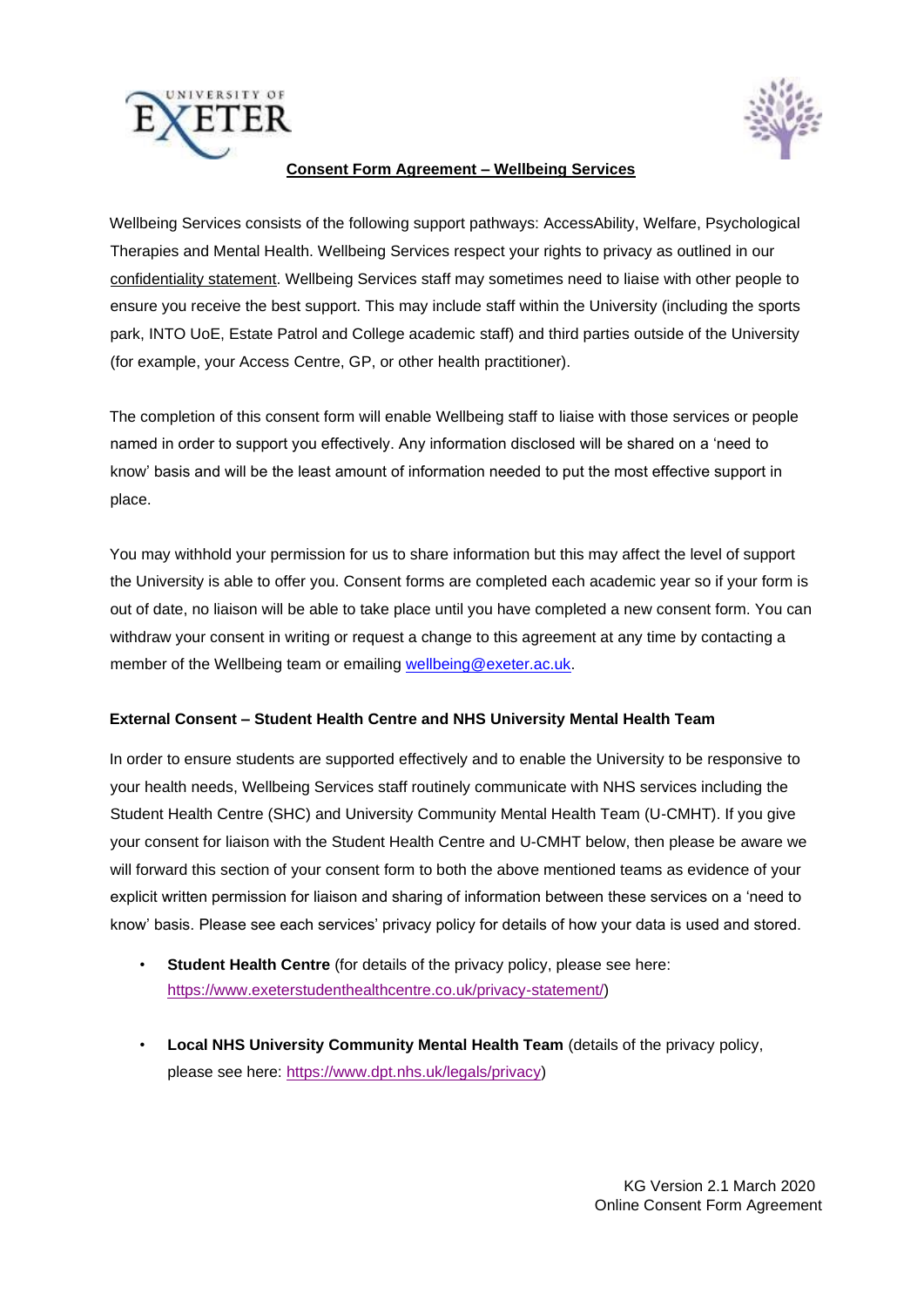**Consent Form Agreement – Wellbeing Services**

Wellbeing Services consists of the following support pathways: AccessAbility, Welfare, Psychological Therapies and Mental Health. Wellbeing Services respect your rights to privacy as outlined in our confidentiality statement. Wellbeing Services staff may sometimes need to liaise with other people to ensure you receive the best support. This may include staff within the University (including the sports park, INTO UoE, Estate Patrol and College academic staff) and third parties outside of the University (for example, your Access Centre, GP, or other health practitioner).

The completion of this consent form will enable Wellbeing staff to liaise with those services or people named in order to support you effectively. Any information disclosed will be shared on a 'need to know' basis and will be the least amount of information needed to put the most effective support in place.

You may withhold your permission for us to share information but this may affect the level of support the University is able to offer you. Consent forms are completed each academic year so if your form is out of date, no liaison will be able to take place until you have completed a new consent form. You can withdraw your consent in writing or request a change to this agreement at any time by contacting a member of the Wellbeing team or emailing wellbeing@exeter.ac.uk.

**External Consent – Student Health Centre and NHS University Mental Health Team**

In order to ensure students are supported effectively and to enable the University to be responsive to your health needs, Wellbeing Services staff routinely communicate with NHS services including the Student Health Centre (SHC) and University Community Mental Health Team (U-CMHT). If you give your consent for liaison with the Student Health Centre and U-CMHT below, then please be aware we will forward this section of your consent form to both the above mentioned teams as evidence of your explicit written permission for liaison and sharing of information between these services on a 'need to know' basis. Please see each services' privacy policy for details of how your data is used and stored.

- **Student Health Centre** (for details of the privacy policy, please see here: https://www.exeterstudenthealthcentre.co.uk/privacy-statement/)
- **Local NHS University Community Mental Health Team** (details of the privacy policy, please see here: https://www.dpt.nhs.uk/legals/privacy)

KG Version 2.1 March 2020
Online Consent Form Agreement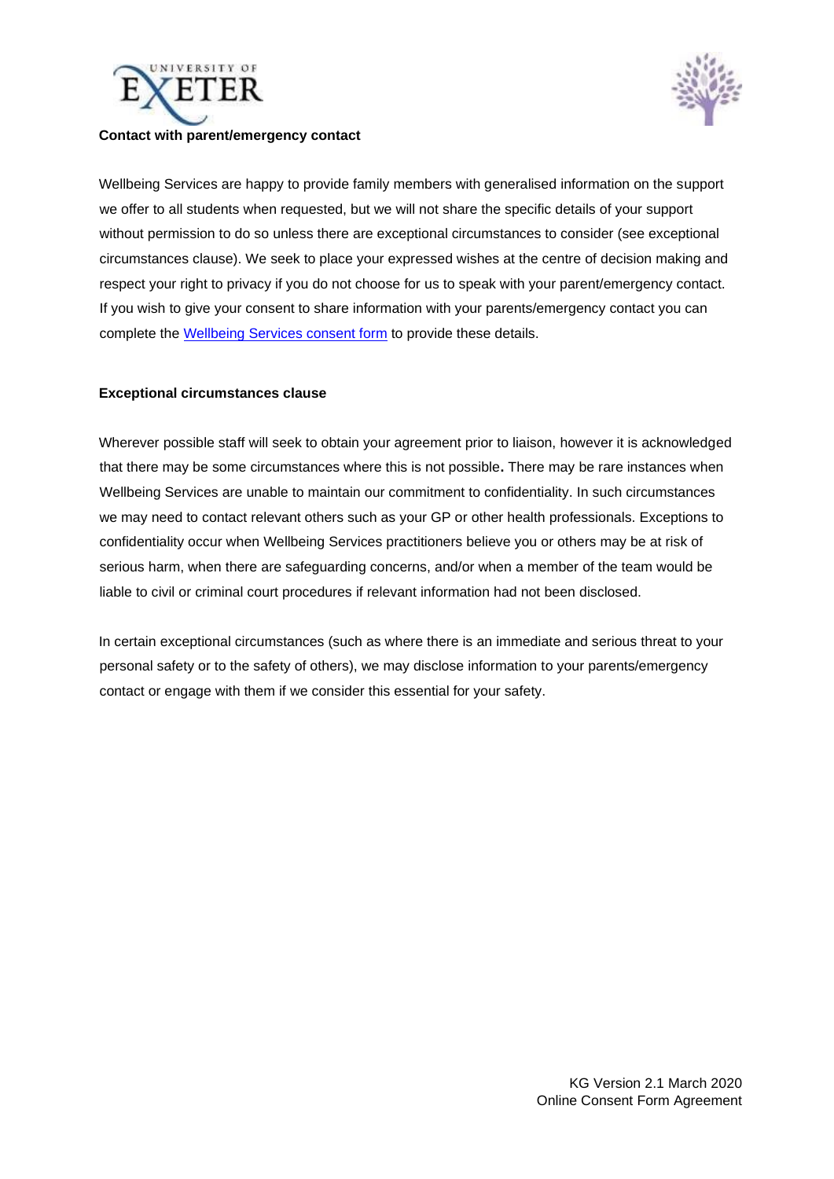**Contact with parent/emergency contact**

Wellbeing Services are happy to provide family members with generalised information on the support we offer to all students when requested, but we will not share the specific details of your support without permission to do so unless there are exceptional circumstances to consider (see exceptional circumstances clause). We seek to place your expressed wishes at the centre of decision making and respect your right to privacy if you do not choose for us to speak with your parent/emergency contact. If you wish to give your consent to share information with your parents/emergency contact you can complete the [Wellbeing Services consent form] to provide these details.

**Exceptional circumstances clause**

Wherever possible staff will seek to obtain your agreement prior to liaison, however it is acknowledged that there may be some circumstances where this is not possible**.** There may be rare instances when Wellbeing Services are unable to maintain our commitment to confidentiality. In such circumstances we may need to contact relevant others such as your GP or other health professionals. Exceptions to confidentiality occur when Wellbeing Services practitioners believe you or others may be at risk of serious harm, when there are safeguarding concerns, and/or when a member of the team would be liable to civil or criminal court procedures if relevant information had not been disclosed.

In certain exceptional circumstances (such as where there is an immediate and serious threat to your personal safety or to the safety of others), we may disclose information to your parents/emergency contact or engage with them if we consider this essential for your safety.

KG Version 2.1 March 2020
Online Consent Form Agreement